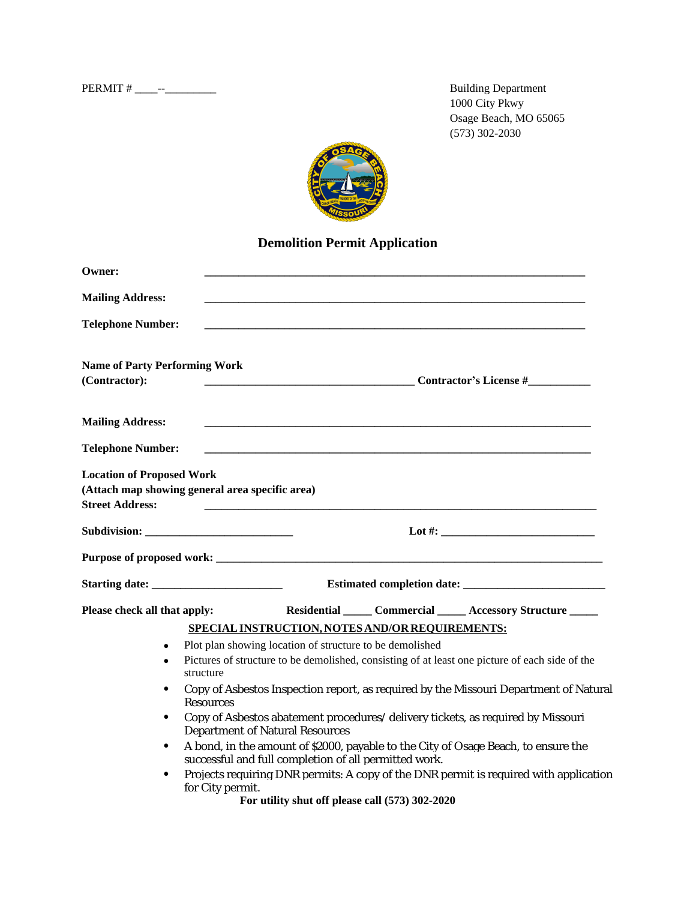PERMIT # ____--_________

Building Department
1000 City Pkwy
Osage Beach, MO 65065
(573) 302-2030

# Demolition Permit Application

**Owner:** ________________________________________________________________

**Mailing Address:** ________________________________________________________________

**Telephone Number:** ________________________________________________________________

**Name of Party Performing Work (Contractor):** ___________________________________ **Contractor's License #**___________

**Mailing Address:** ________________________________________________________________

**Telephone Number:** ________________________________________________________________

**Location of Proposed Work**
**(Attach map showing general area specific area)**
**Street Address:** ________________________________________________________________

**Subdivision:** _________________________ **Lot #:** ___________________________

**Purpose of proposed work:** ________________________________________________________________

**Starting date:** ______________________ **Estimated completion date:** ________________________

**Please check all that apply:** **Residential** _____ **Commercial** _____ **Accessory Structure** _____

**SPECIAL INSTRUCTION, NOTES AND/OR REQUIREMENTS:**

- Plot plan showing location of structure to be demolished
- Pictures of structure to be demolished, consisting of at least one picture of each side of the structure
- Copy of Asbestos Inspection report, as required by the Missouri Department of Natural Resources
- Copy of Asbestos abatement procedures/ delivery tickets, as required by Missouri Department of Natural Resources
- A bond, in the amount of $2000, payable to the City of Osage Beach, to ensure the successful and full completion of all permitted work.
- Projects requiring DNR permits: A copy of the DNR permit is required with application for City permit.

**For utility shut off please call (573) 302-2020**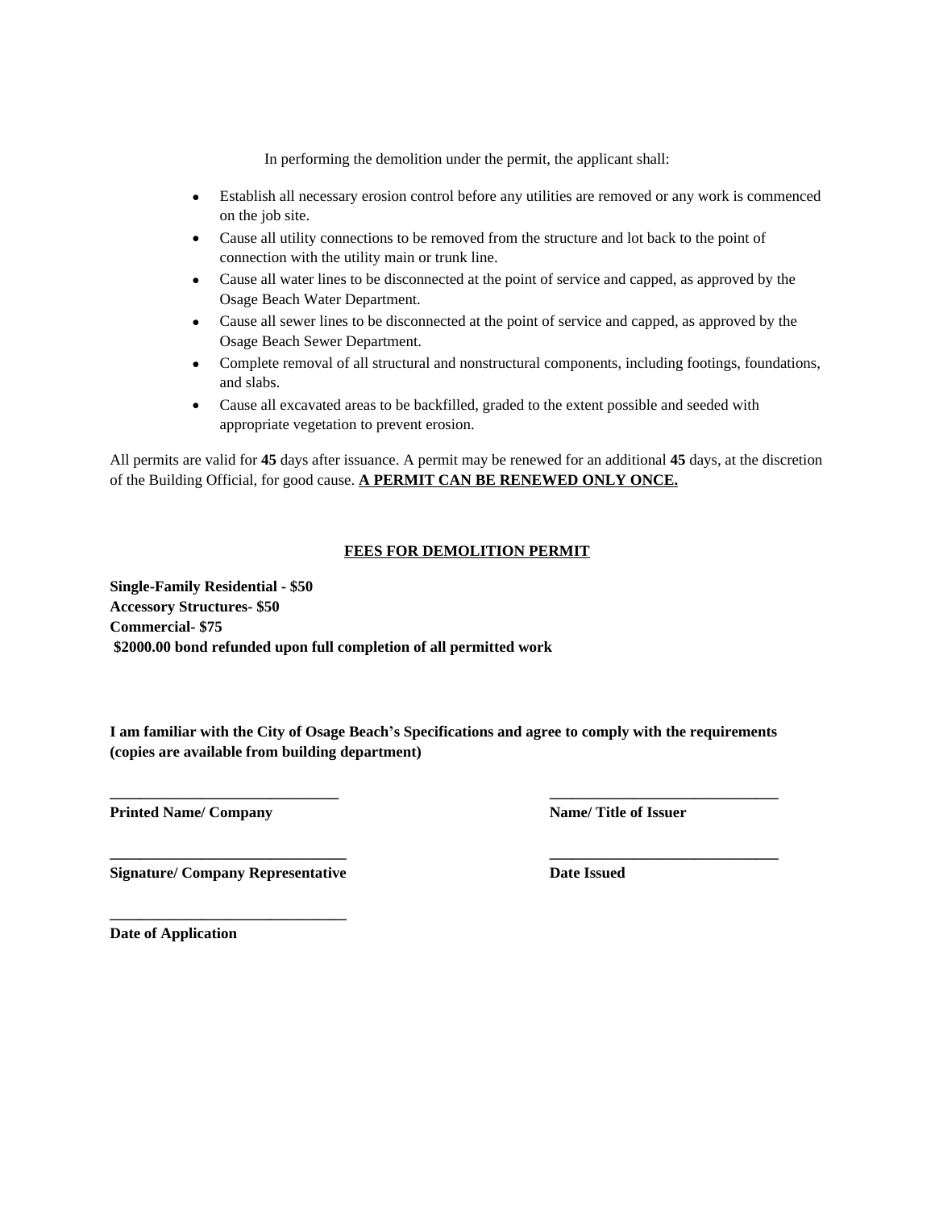In performing the demolition under the permit, the applicant shall:

- Establish all necessary erosion control before any utilities are removed or any work is commenced on the job site.
- Cause all utility connections to be removed from the structure and lot back to the point of connection with the utility main or trunk line.
- Cause all water lines to be disconnected at the point of service and capped, as approved by the Osage Beach Water Department.
- Cause all sewer lines to be disconnected at the point of service and capped, as approved by the Osage Beach Sewer Department.
- Complete removal of all structural and nonstructural components, including footings, foundations, and slabs.
- Cause all excavated areas to be backfilled, graded to the extent possible and seeded with appropriate vegetation to prevent erosion.

All permits are valid for **45** days after issuance. A permit may be renewed for an additional **45** days, at the discretion of the Building Official, for good cause. **A PERMIT CAN BE RENEWED ONLY ONCE.**

**FEES FOR DEMOLITION PERMIT**

**Single-Family Residential - $50**
**Accessory Structures- $50**
**Commercial- $75**
**$2000.00 bond refunded upon full completion of all permitted work**

**I am familiar with the City of Osage Beach's Specifications and agree to comply with the requirements (copies are available from building department)**

______________________________
**Printed Name/ Company**

______________________________
**Signature/ Company Representative**

______________________________
**Date of Application**

______________________________
**Name/ Title of Issuer**

______________________________
**Date Issued**